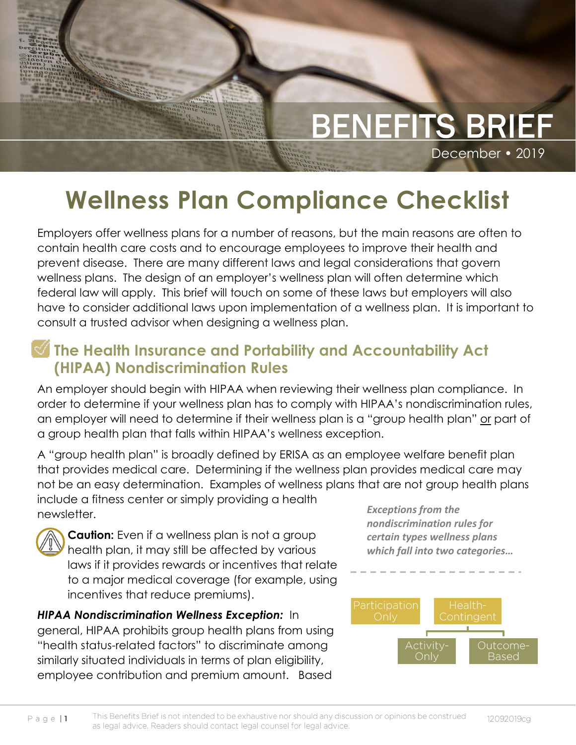# BENEFITS BRIEF

December • 2019

# Wellness Plan Compliance Checklist

Employers offer wellness plans for a number of reasons, but the main reasons are often to contain health care costs and to encourage employees to improve their health and prevent disease. There are many different laws and legal considerations that govern wellness plans. The design of an employer's wellness plan will often determine which federal law will apply. This brief will touch on some of these laws but employers will also have to consider additional laws upon implementation of a wellness plan. It is important to consult a trusted advisor when designing a wellness plan.

## The Health Insurance and Portability and Accountability Act (HIPAA) Nondiscrimination Rules

An employer should begin with HIPAA when reviewing their wellness plan compliance. In order to determine if your wellness plan has to comply with HIPAA's nondiscrimination rules, an employer will need to determine if their wellness plan is a "group health plan" or part of a group health plan that falls within HIPAA's wellness exception.

A "group health plan" is broadly defined by ERISA as an employee welfare benefit plan that provides medical care. Determining if the wellness plan provides medical care may not be an easy determination. Examples of wellness plans that are not group health plans include a fitness center or simply providing a health newsletter.

**Caution:** Even if a wellness plan is not a group health plan, it may still be affected by various laws if it provides rewards or incentives that relate to a major medical coverage (for example, using incentives that reduce premiums).

***Exceptions from the nondiscrimination rules for certain types wellness plans which fall into two categories…***

- Participation Only
- Health-Contingent
  - Activity-Only
  - Outcome-Based

***HIPAA Nondiscrimination Wellness Exception:*** In general, HIPAA prohibits group health plans from using "health status-related factors" to discriminate among similarly situated individuals in terms of plan eligibility, employee contribution and premium amount. Based

This Benefits Brief is not intended to be exhaustive nor should any discussion or opinions be construed as legal advice. Readers should contact legal counsel for legal advice.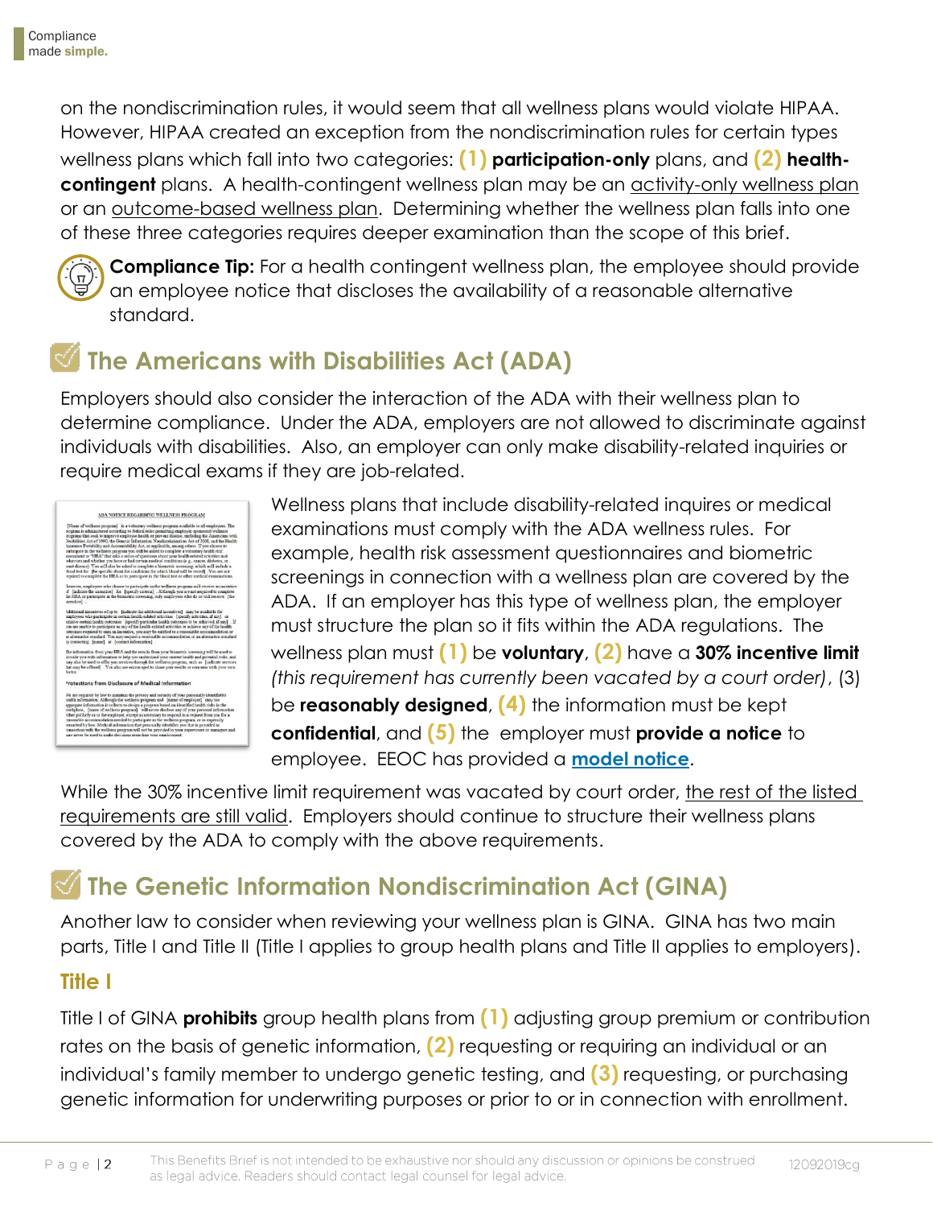on the nondiscrimination rules, it would seem that all wellness plans would violate HIPAA. However, HIPAA created an exception from the nondiscrimination rules for certain types wellness plans which fall into two categories: **(1) participation-only** plans, and **(2) health-contingent** plans. A health-contingent wellness plan may be an activity-only wellness plan or an outcome-based wellness plan. Determining whether the wellness plan falls into one of these three categories requires deeper examination than the scope of this brief.

**Compliance Tip:** For a health contingent wellness plan, the employee should provide an employee notice that discloses the availability of a reasonable alternative standard.

## The Americans with Disabilities Act (ADA)

Employers should also consider the interaction of the ADA with their wellness plan to determine compliance. Under the ADA, employers are not allowed to discriminate against individuals with disabilities. Also, an employer can only make disability-related inquiries or require medical exams if they are job-related.

Wellness plans that include disability-related inquires or medical examinations must comply with the ADA wellness rules. For example, health risk assessment questionnaires and biometric screenings in connection with a wellness plan are covered by the ADA. If an employer has this type of wellness plan, the employer must structure the plan so it fits within the ADA regulations. The wellness plan must **(1)** be **voluntary**, **(2)** have a **30% incentive limit** *(this requirement has currently been vacated by a court order)*, (3) be **reasonably designed**, **(4)** the information must be kept **confidential**, and **(5)** the employer must **provide a notice** to employee. EEOC has provided a **model notice**.

While the 30% incentive limit requirement was vacated by court order, the rest of the listed requirements are still valid. Employers should continue to structure their wellness plans covered by the ADA to comply with the above requirements.

## The Genetic Information Nondiscrimination Act (GINA)

Another law to consider when reviewing your wellness plan is GINA. GINA has two main parts, Title I and Title II (Title I applies to group health plans and Title II applies to employers).

### Title I

Title I of GINA **prohibits** group health plans from **(1)** adjusting group premium or contribution rates on the basis of genetic information, **(2)** requesting or requiring an individual or an individual's family member to undergo genetic testing, and **(3)** requesting, or purchasing genetic information for underwriting purposes or prior to or in connection with enrollment.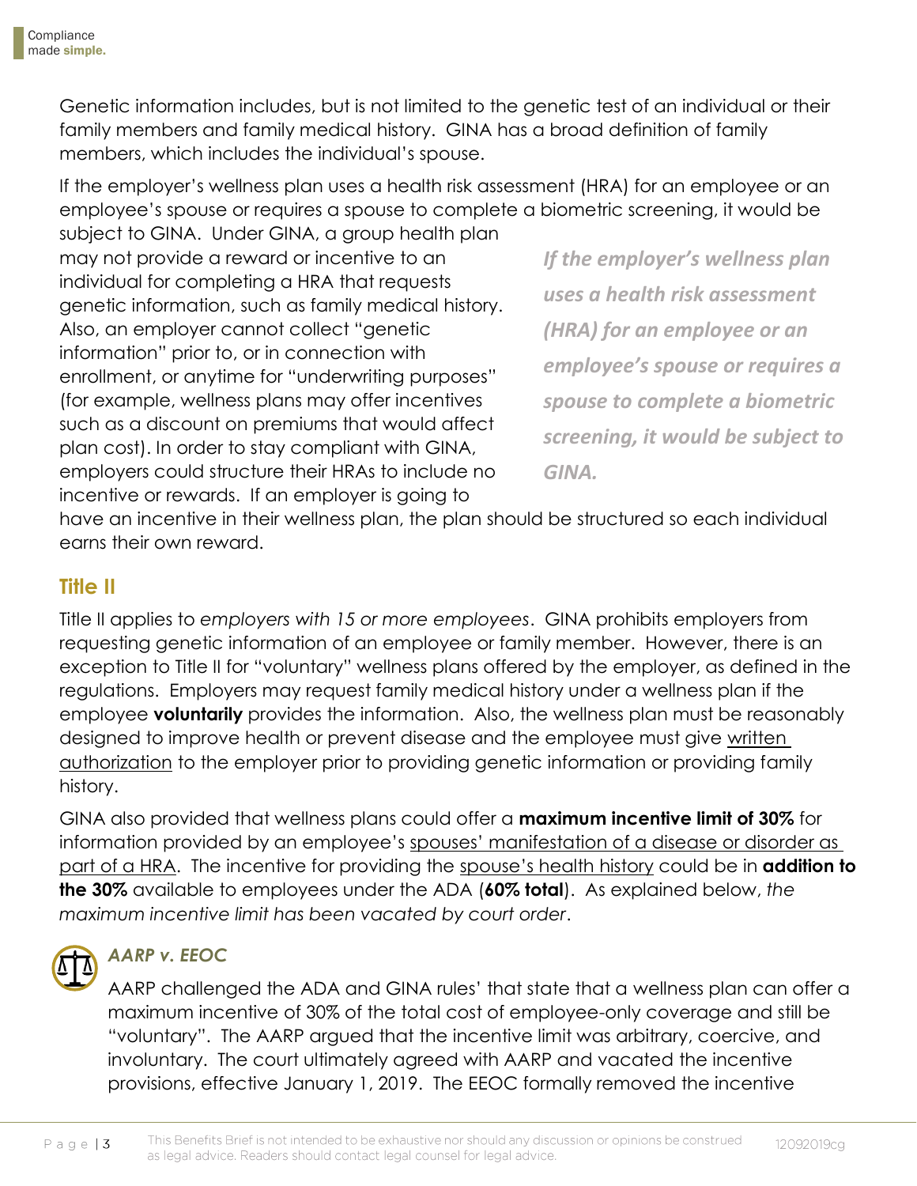Genetic information includes, but is not limited to the genetic test of an individual or their family members and family medical history. GINA has a broad definition of family members, which includes the individual's spouse.

If the employer's wellness plan uses a health risk assessment (HRA) for an employee or an employee's spouse or requires a spouse to complete a biometric screening, it would be subject to GINA. Under GINA, a group health plan may not provide a reward or incentive to an individual for completing a HRA that requests genetic information, such as family medical history. Also, an employer cannot collect "genetic information" prior to, or in connection with enrollment, or anytime for "underwriting purposes" (for example, wellness plans may offer incentives such as a discount on premiums that would affect plan cost). In order to stay compliant with GINA, employers could structure their HRAs to include no incentive or rewards. If an employer is going to have an incentive in their wellness plan, the plan should be structured so each individual earns their own reward.

> *If the employer's wellness plan uses a health risk assessment (HRA) for an employee or an employee's spouse or requires a spouse to complete a biometric screening, it would be subject to GINA.*

## Title II

Title II applies to *employers with 15 or more employees*. GINA prohibits employers from requesting genetic information of an employee or family member. However, there is an exception to Title II for "voluntary" wellness plans offered by the employer, as defined in the regulations. Employers may request family medical history under a wellness plan if the employee **voluntarily** provides the information. Also, the wellness plan must be reasonably designed to improve health or prevent disease and the employee must give written authorization to the employer prior to providing genetic information or providing family history.

GINA also provided that wellness plans could offer a **maximum incentive limit of 30%** for information provided by an employee's spouses' manifestation of a disease or disorder as part of a HRA. The incentive for providing the spouse's health history could be in **addition to the 30%** available to employees under the ADA (**60% total**). As explained below, *the maximum incentive limit has been vacated by court order*.

### *AARP v. EEOC*

AARP challenged the ADA and GINA rules' that state that a wellness plan can offer a maximum incentive of 30% of the total cost of employee-only coverage and still be "voluntary". The AARP argued that the incentive limit was arbitrary, coercive, and involuntary. The court ultimately agreed with AARP and vacated the incentive provisions, effective January 1, 2019. The EEOC formally removed the incentive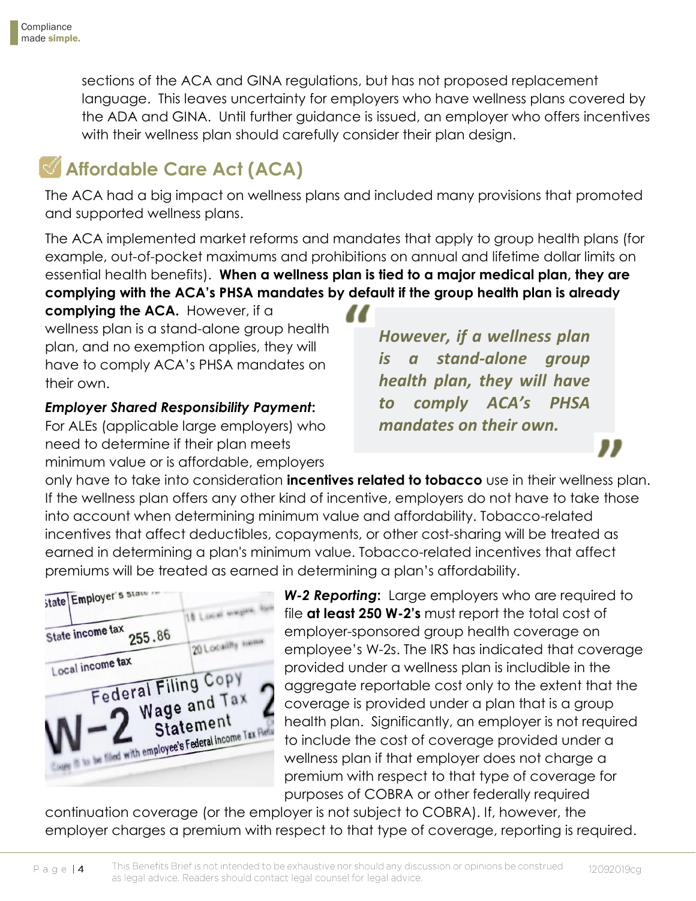sections of the ACA and GINA regulations, but has not proposed replacement language. This leaves uncertainty for employers who have wellness plans covered by the ADA and GINA. Until further guidance is issued, an employer who offers incentives with their wellness plan should carefully consider their plan design.

## Affordable Care Act (ACA)

The ACA had a big impact on wellness plans and included many provisions that promoted and supported wellness plans.

The ACA implemented market reforms and mandates that apply to group health plans (for example, out-of-pocket maximums and prohibitions on annual and lifetime dollar limits on essential health benefits). **When a wellness plan is tied to a major medical plan, they are complying with the ACA's PHSA mandates by default if the group health plan is already complying the ACA.** However, if a wellness plan is a stand-alone group health plan, and no exemption applies, they will have to comply ACA's PHSA mandates on their own.

> ***However, if a wellness plan is a stand-alone group health plan, they will have to comply ACA's PHSA mandates on their own.***

***Employer Shared Responsibility Payment*:** For ALEs (applicable large employers) who need to determine if their plan meets minimum value or is affordable, employers only have to take into consideration **incentives related to tobacco** use in their wellness plan. If the wellness plan offers any other kind of incentive, employers do not have to take those into account when determining minimum value and affordability. Tobacco-related incentives that affect deductibles, copayments, or other cost-sharing will be treated as earned in determining a plan's minimum value. Tobacco-related incentives that affect premiums will be treated as earned in determining a plan's affordability.

***W-2 Reporting*:** Large employers who are required to file **at least 250 W-2's** must report the total cost of employer-sponsored group health coverage on employee's W-2s. The IRS has indicated that coverage provided under a wellness plan is includible in the aggregate reportable cost only to the extent that the coverage is provided under a plan that is a group health plan. Significantly, an employer is not required to include the cost of coverage provided under a wellness plan if that employer does not charge a premium with respect to that type of coverage for purposes of COBRA or other federally required continuation coverage (or the employer is not subject to COBRA). If, however, the employer charges a premium with respect to that type of coverage, reporting is required.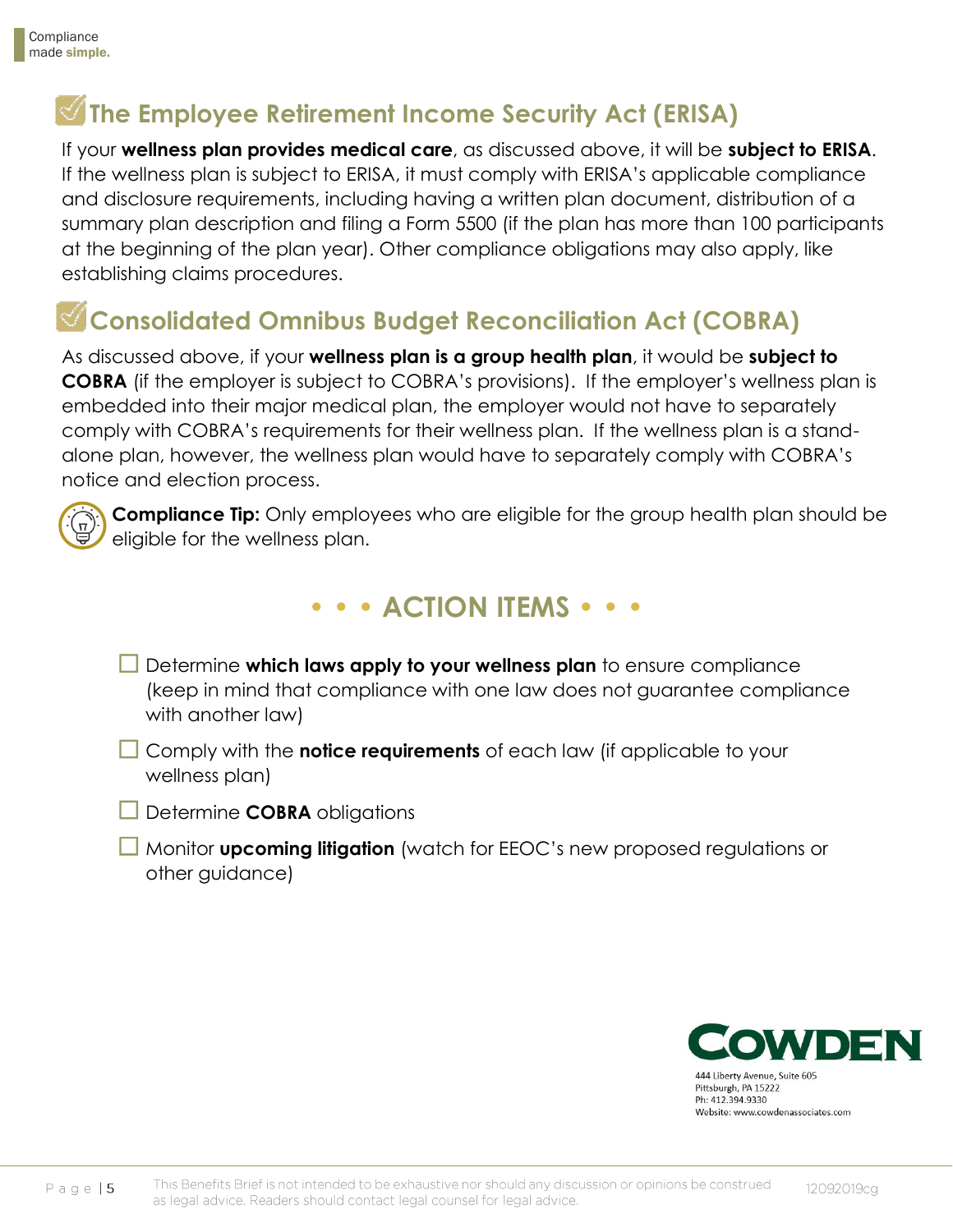## The Employee Retirement Income Security Act (ERISA)

If your **wellness plan provides medical care**, as discussed above, it will be **subject to ERISA**. If the wellness plan is subject to ERISA, it must comply with ERISA's applicable compliance and disclosure requirements, including having a written plan document, distribution of a summary plan description and filing a Form 5500 (if the plan has more than 100 participants at the beginning of the plan year). Other compliance obligations may also apply, like establishing claims procedures.

## Consolidated Omnibus Budget Reconciliation Act (COBRA)

As discussed above, if your **wellness plan is a group health plan**, it would be **subject to COBRA** (if the employer is subject to COBRA's provisions). If the employer's wellness plan is embedded into their major medical plan, the employer would not have to separately comply with COBRA's requirements for their wellness plan. If the wellness plan is a stand-alone plan, however, the wellness plan would have to separately comply with COBRA's notice and election process.

**Compliance Tip:** Only employees who are eligible for the group health plan should be eligible for the wellness plan.

## • • • ACTION ITEMS • • •

- ☐ Determine **which laws apply to your wellness plan** to ensure compliance (keep in mind that compliance with one law does not guarantee compliance with another law)
- ☐ Comply with the **notice requirements** of each law (if applicable to your wellness plan)
- ☐ Determine **COBRA** obligations
- ☐ Monitor **upcoming litigation** (watch for EEOC's new proposed regulations or other guidance)

COWDEN
444 Liberty Avenue, Suite 605
Pittsburgh, PA 15222
Ph: 412.394.9330
Website: www.cowdenassociates.com

This Benefits Brief is not intended to be exhaustive nor should any discussion or opinions be construed as legal advice. Readers should contact legal counsel for legal advice.